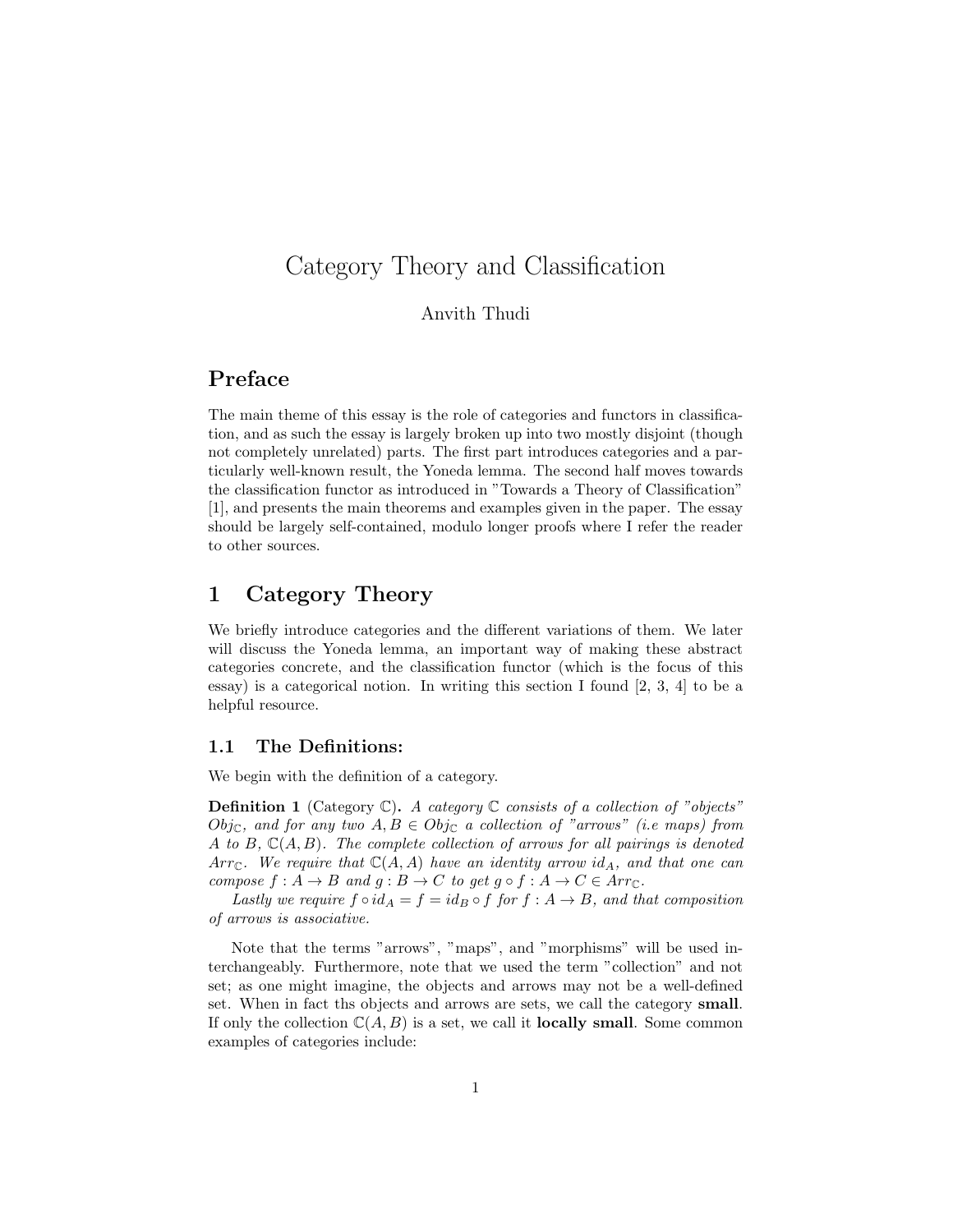# Category Theory and Classification

Anvith Thudi

## Preface

The main theme of this essay is the role of categories and functors in classification, and as such the essay is largely broken up into two mostly disjoint (though not completely unrelated) parts. The first part introduces categories and a particularly well-known result, the Yoneda lemma. The second half moves towards the classification functor as introduced in "Towards a Theory of Classification" [1], and presents the main theorems and examples given in the paper. The essay should be largely self-contained, modulo longer proofs where I refer the reader to other sources.

## 1 Category Theory

We briefly introduce categories and the different variations of them. We later will discuss the Yoneda lemma, an important way of making these abstract categories concrete, and the classification functor (which is the focus of this essay) is a categorical notion. In writing this section I found [2, 3, 4] to be a helpful resource.

### 1.1 The Definitions:

We begin with the definition of a category.

**Definition 1** (Category $\mathbb{C}$)**.** *A category $\mathbb{C}$ consists of a collection of "objects" $Obj_{\mathbb{C}}$, and for any two $A, B \in Obj_{\mathbb{C}}$ a collection of "arrows" (i.e maps) from $A$ to $B$, $\mathbb{C}(A, B)$. The complete collection of arrows for all pairings is denoted $Arr_{\mathbb{C}}$. We require that $\mathbb{C}(A, A)$ have an identity arrow $id_A$, and that one can compose $f : A \to B$ and $g : B \to C$ to get $g \circ f : A \to C \in Arr_{\mathbb{C}}$.*

*Lastly we require $f \circ id_A = f = id_B \circ f$ for $f : A \to B$, and that composition of arrows is associative.*

Note that the terms "arrows", "maps", and "morphisms" will be used interchangeably. Furthermore, note that we used the term "collection" and not set; as one might imagine, the objects and arrows may not be a well-defined set. When in fact ths objects and arrows are sets, we call the category **small**. If only the collection $\mathbb{C}(A, B)$ is a set, we call it **locally small**. Some common examples of categories include: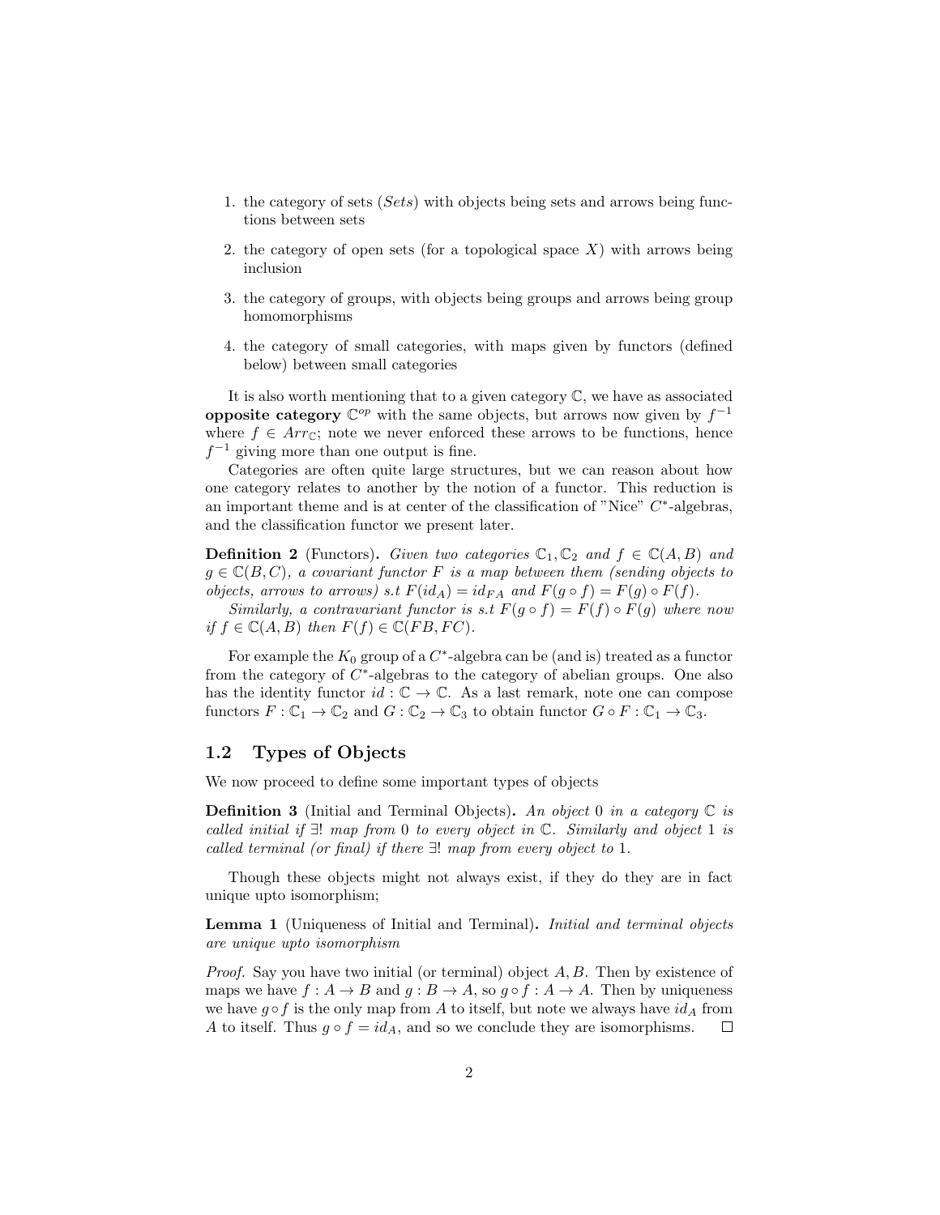1. the category of sets (*Sets*) with objects being sets and arrows being functions between sets
2. the category of open sets (for a topological space $X$) with arrows being inclusion
3. the category of groups, with objects being groups and arrows being group homomorphisms
4. the category of small categories, with maps given by functors (defined below) between small categories

It is also worth mentioning that to a given category $\mathbb{C}$, we have as associated **opposite category** $\mathbb{C}^{op}$ with the same objects, but arrows now given by $f^{-1}$ where $f \in Arr_{\mathbb{C}}$; note we never enforced these arrows to be functions, hence $f^{-1}$ giving more than one output is fine.

Categories are often quite large structures, but we can reason about how one category relates to another by the notion of a functor. This reduction is an important theme and is at center of the classification of "Nice" $C^*$-algebras, and the classification functor we present later.

**Definition 2** (Functors). *Given two categories $\mathbb{C}_1, \mathbb{C}_2$ and $f \in \mathbb{C}(A, B)$ and $g \in \mathbb{C}(B, C)$, a covariant functor $F$ is a map between them (sending objects to objects, arrows to arrows) s.t $F(id_A) = id_{FA}$ and $F(g \circ f) = F(g) \circ F(f)$.*

*Similarly, a contravariant functor is s.t $F(g \circ f) = F(f) \circ F(g)$ where now if $f \in \mathbb{C}(A, B)$ then $F(f) \in \mathbb{C}(FB, FC)$.*

For example the $K_0$ group of a $C^*$-algebra can be (and is) treated as a functor from the category of $C^*$-algebras to the category of abelian groups. One also has the identity functor $id : \mathbb{C} \to \mathbb{C}$. As a last remark, note one can compose functors $F : \mathbb{C}_1 \to \mathbb{C}_2$ and $G : \mathbb{C}_2 \to \mathbb{C}_3$ to obtain functor $G \circ F : \mathbb{C}_1 \to \mathbb{C}_3$.

## 1.2 Types of Objects

We now proceed to define some important types of objects

**Definition 3** (Initial and Terminal Objects). *An object $0$ in a category $\mathbb{C}$ is called initial if $\exists!$ map from $0$ to every object in $\mathbb{C}$. Similarly and object $1$ is called terminal (or final) if there $\exists!$ map from every object to $1$.*

Though these objects might not always exist, if they do they are in fact unique upto isomorphism;

**Lemma 1** (Uniqueness of Initial and Terminal). *Initial and terminal objects are unique upto isomorphism*

*Proof.* Say you have two initial (or terminal) object $A, B$. Then by existence of maps we have $f : A \to B$ and $g : B \to A$, so $g \circ f : A \to A$. Then by uniqueness we have $g \circ f$ is the only map from $A$ to itself, but note we always have $id_A$ from $A$ to itself. Thus $g \circ f = id_A$, and so we conclude they are isomorphisms. $\square$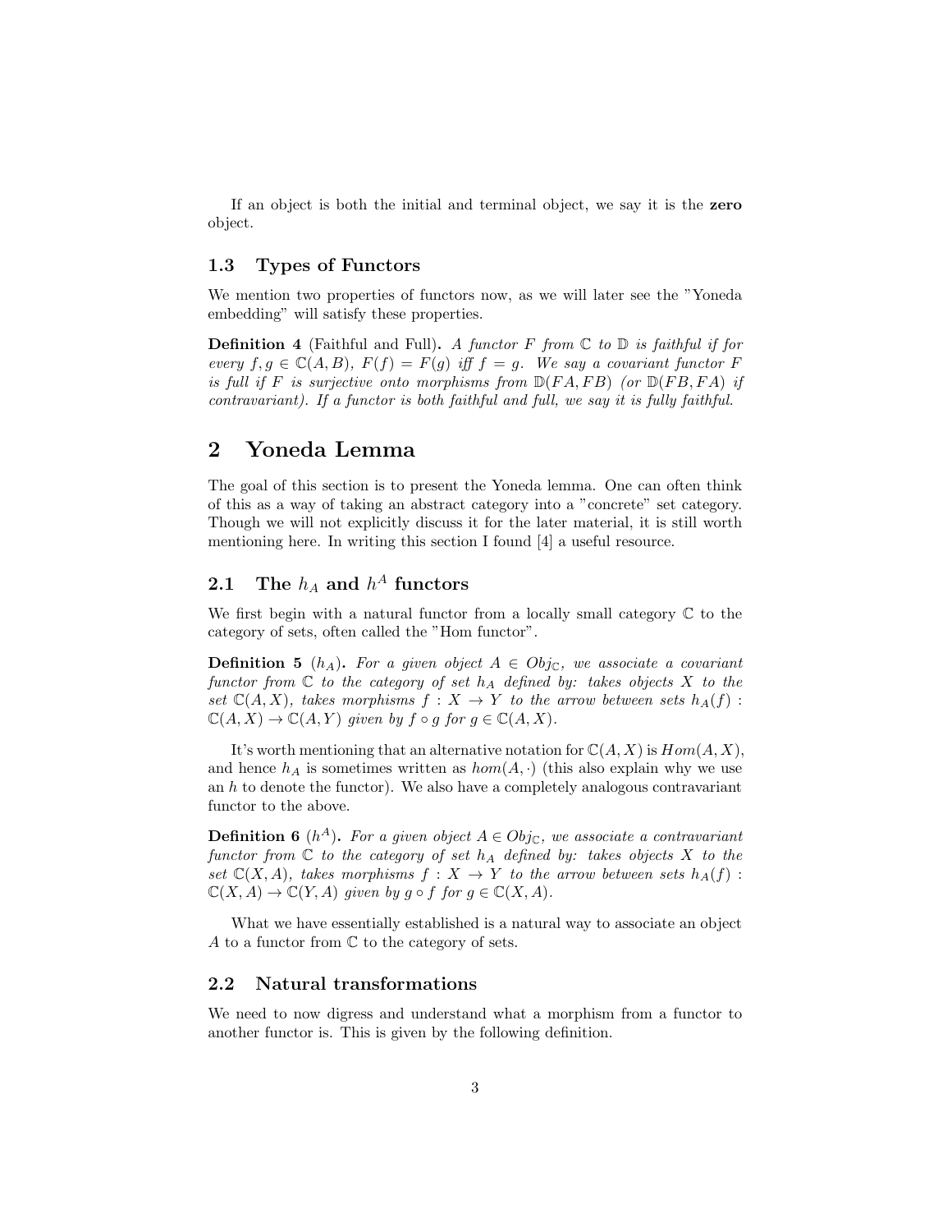If an object is both the initial and terminal object, we say it is the **zero** object.

### 1.3 Types of Functors

We mention two properties of functors now, as we will later see the "Yoneda embedding" will satisfy these properties.

**Definition 4** (Faithful and Full). *A functor $F$ from $\mathbb{C}$ to $\mathbb{D}$ is faithful if for every $f, g \in \mathbb{C}(A, B)$, $F(f) = F(g)$ iff $f = g$. We say a covariant functor $F$ is full if $F$ is surjective onto morphisms from $\mathbb{D}(FA, FB)$ (or $\mathbb{D}(FB, FA)$ if contravariant). If a functor is both faithful and full, we say it is fully faithful.*

## 2 Yoneda Lemma

The goal of this section is to present the Yoneda lemma. One can often think of this as a way of taking an abstract category into a "concrete" set category. Though we will not explicitly discuss it for the later material, it is still worth mentioning here. In writing this section I found [4] a useful resource.

### 2.1 The $h_A$ and $h^A$ functors

We first begin with a natural functor from a locally small category $\mathbb{C}$ to the category of sets, often called the "Hom functor".

**Definition 5** ($h_A$). *For a given object $A \in Obj_{\mathbb{C}}$, we associate a covariant functor from $\mathbb{C}$ to the category of set $h_A$ defined by: takes objects $X$ to the set $\mathbb{C}(A, X)$, takes morphisms $f : X \to Y$ to the arrow between sets $h_A(f) : \mathbb{C}(A, X) \to \mathbb{C}(A, Y)$ given by $f \circ g$ for $g \in \mathbb{C}(A, X)$.*

It's worth mentioning that an alternative notation for $\mathbb{C}(A, X)$ is $Hom(A, X)$, and hence $h_A$ is sometimes written as $hom(A, \cdot)$ (this also explain why we use an $h$ to denote the functor). We also have a completely analogous contravariant functor to the above.

**Definition 6** ($h^A$). *For a given object $A \in Obj_{\mathbb{C}}$, we associate a contravariant functor from $\mathbb{C}$ to the category of set $h_A$ defined by: takes objects $X$ to the set $\mathbb{C}(X, A)$, takes morphisms $f : X \to Y$ to the arrow between sets $h_A(f) : \mathbb{C}(X, A) \to \mathbb{C}(Y, A)$ given by $g \circ f$ for $g \in \mathbb{C}(X, A)$.*

What we have essentially established is a natural way to associate an object $A$ to a functor from $\mathbb{C}$ to the category of sets.

### 2.2 Natural transformations

We need to now digress and understand what a morphism from a functor to another functor is. This is given by the following definition.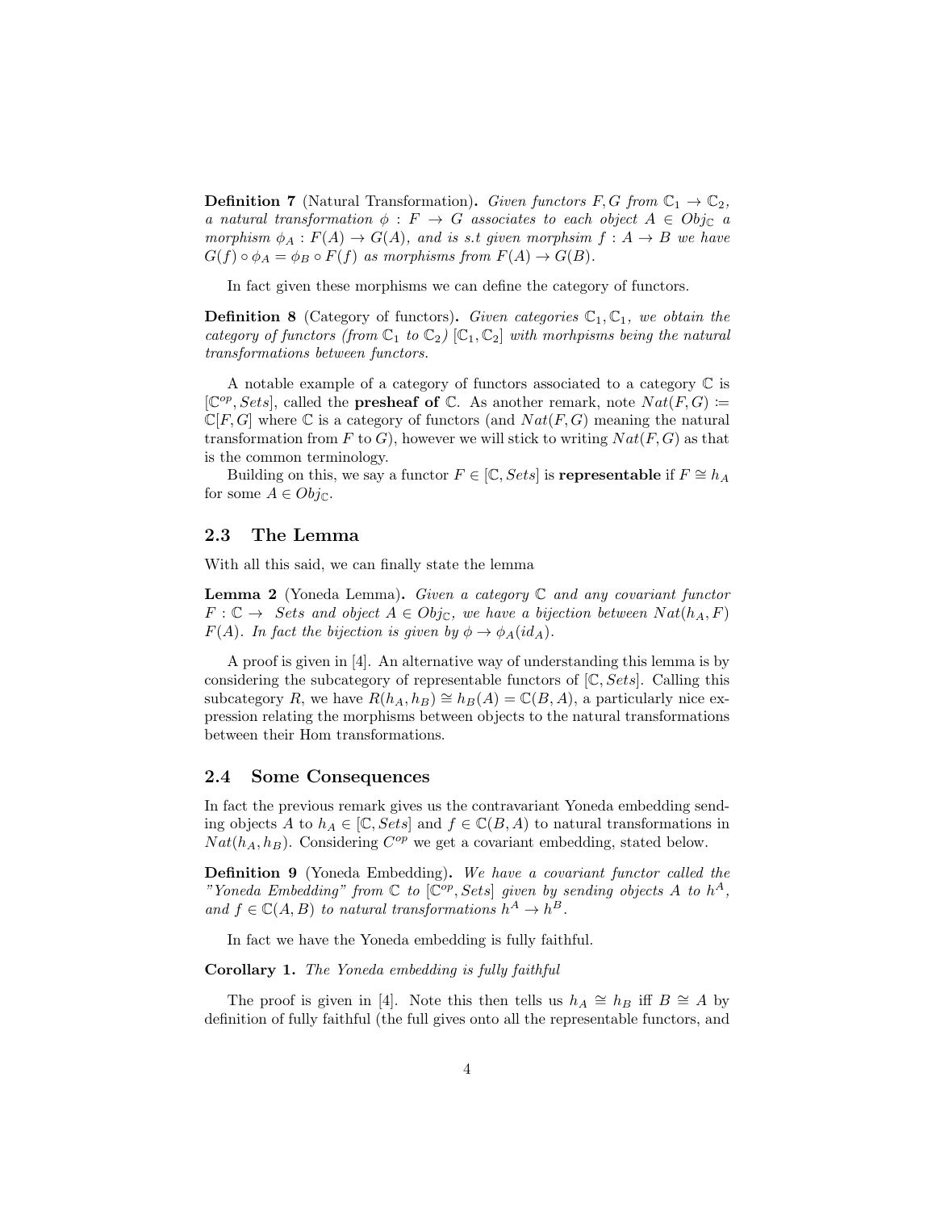**Definition 7** (Natural Transformation)**.** *Given functors $F, G$ from $\mathbb{C}_1 \to \mathbb{C}_2$, a natural transformation $\phi : F \to G$ associates to each object $A \in Obj_{\mathbb{C}}$ a morphism $\phi_A : F(A) \to G(A)$, and is s.t given morphsim $f : A \to B$ we have $G(f) \circ \phi_A = \phi_B \circ F(f)$ as morphisms from $F(A) \to G(B)$.*

In fact given these morphisms we can define the category of functors.

**Definition 8** (Category of functors)**.** *Given categories $\mathbb{C}_1, \mathbb{C}_1$, we obtain the category of functors (from $\mathbb{C}_1$ to $\mathbb{C}_2$) $[\mathbb{C}_1, \mathbb{C}_2]$ with morhpisms being the natural transformations between functors.*

A notable example of a category of functors associated to a category $\mathbb{C}$ is $[\mathbb{C}^{op}, Sets]$, called the **presheaf of** $\mathbb{C}$. As another remark, note $Nat(F, G) \coloneqq \mathbb{C}[F, G]$ where $\mathbb{C}$ is a category of functors (and $Nat(F, G)$ meaning the natural transformation from $F$ to $G$), however we will stick to writing $Nat(F, G)$ as that is the common terminology.

Building on this, we say a functor $F \in [\mathbb{C}, Sets]$ is **representable** if $F \cong h_A$ for some $A \in Obj_{\mathbb{C}}$.

### 2.3 The Lemma

With all this said, we can finally state the lemma

**Lemma 2** (Yoneda Lemma)**.** *Given a category $\mathbb{C}$ and any covariant functor $F : \mathbb{C} \to$ Sets and object $A \in Obj_{\mathbb{C}}$, we have a bijection between $Nat(h_A, F)$ $F(A)$. In fact the bijection is given by $\phi \to \phi_A(id_A)$.*

A proof is given in [4]. An alternative way of understanding this lemma is by considering the subcategory of representable functors of $[\mathbb{C}, Sets]$. Calling this subcategory $R$, we have $R(h_A, h_B) \cong h_B(A) = \mathbb{C}(B, A)$, a particularly nice expression relating the morphisms between objects to the natural transformations between their Hom transformations.

### 2.4 Some Consequences

In fact the previous remark gives us the contravariant Yoneda embedding sending objects $A$ to $h_A \in [\mathbb{C}, Sets]$ and $f \in \mathbb{C}(B, A)$ to natural transformations in $Nat(h_A, h_B)$. Considering $C^{op}$ we get a covariant embedding, stated below.

**Definition 9** (Yoneda Embedding)**.** *We have a covariant functor called the "Yoneda Embedding" from $\mathbb{C}$ to $[\mathbb{C}^{op}, Sets]$ given by sending objects $A$ to $h^A$, and $f \in \mathbb{C}(A, B)$ to natural transformations $h^A \to h^B$.*

In fact we have the Yoneda embedding is fully faithful.

**Corollary 1.** *The Yoneda embedding is fully faithful*

The proof is given in [4]. Note this then tells us $h_A \cong h_B$ iff $B \cong A$ by definition of fully faithful (the full gives onto all the representable functors, and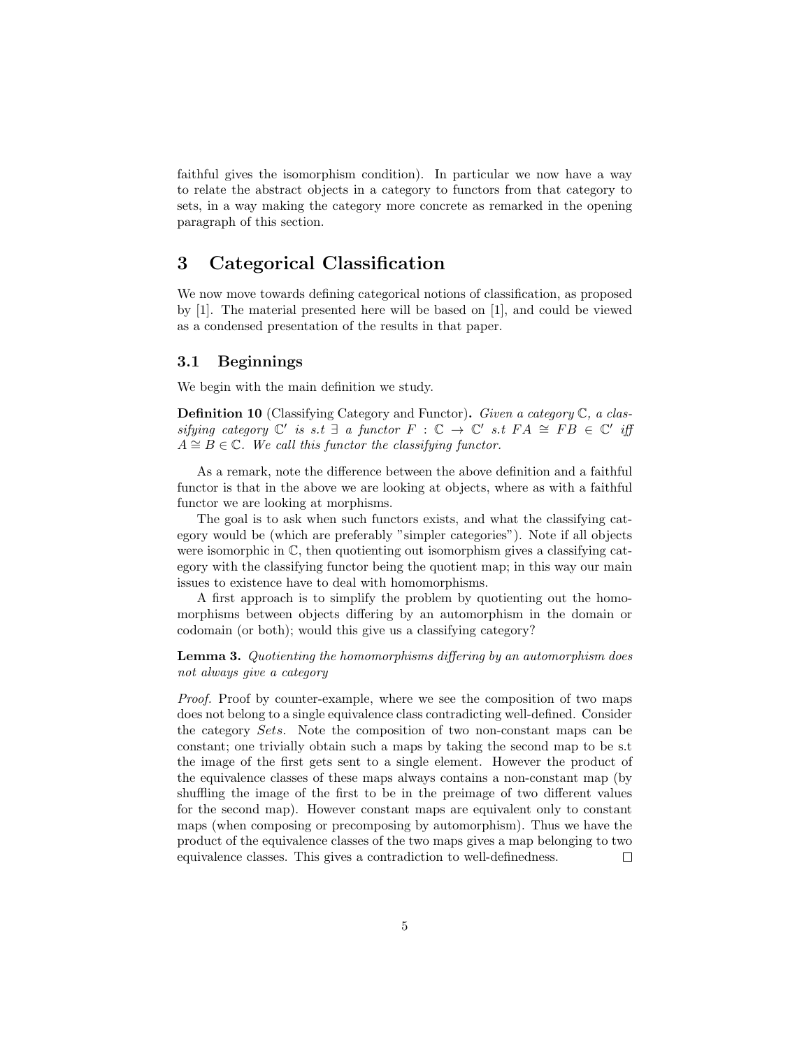faithful gives the isomorphism condition). In particular we now have a way to relate the abstract objects in a category to functors from that category to sets, in a way making the category more concrete as remarked in the opening paragraph of this section.

# 3 Categorical Classification

We now move towards defining categorical notions of classification, as proposed by [1]. The material presented here will be based on [1], and could be viewed as a condensed presentation of the results in that paper.

## 3.1 Beginnings

We begin with the main definition we study.

**Definition 10** (Classifying Category and Functor)**.** *Given a category $\mathbb{C}$, a classifying category $\mathbb{C}'$ is s.t $\exists$ a functor $F : \mathbb{C} \to \mathbb{C}'$ s.t $FA \cong FB \in \mathbb{C}'$ iff $A \cong B \in \mathbb{C}$. We call this functor the classifying functor.*

As a remark, note the difference between the above definition and a faithful functor is that in the above we are looking at objects, where as with a faithful functor we are looking at morphisms.

The goal is to ask when such functors exists, and what the classifying category would be (which are preferably "simpler categories"). Note if all objects were isomorphic in $\mathbb{C}$, then quotienting out isomorphism gives a classifying category with the classifying functor being the quotient map; in this way our main issues to existence have to deal with homomorphisms.

A first approach is to simplify the problem by quotienting out the homomorphisms between objects differing by an automorphism in the domain or codomain (or both); would this give us a classifying category?

**Lemma 3.** *Quotienting the homomorphisms differing by an automorphism does not always give a category*

*Proof.* Proof by counter-example, where we see the composition of two maps does not belong to a single equivalence class contradicting well-defined. Consider the category *Sets*. Note the composition of two non-constant maps can be constant; one trivially obtain such a maps by taking the second map to be s.t the image of the first gets sent to a single element. However the product of the equivalence classes of these maps always contains a non-constant map (by shuffling the image of the first to be in the preimage of two different values for the second map). However constant maps are equivalent only to constant maps (when composing or precomposing by automorphism). Thus we have the product of the equivalence classes of the two maps gives a map belonging to two equivalence classes. This gives a contradiction to well-definedness. $\square$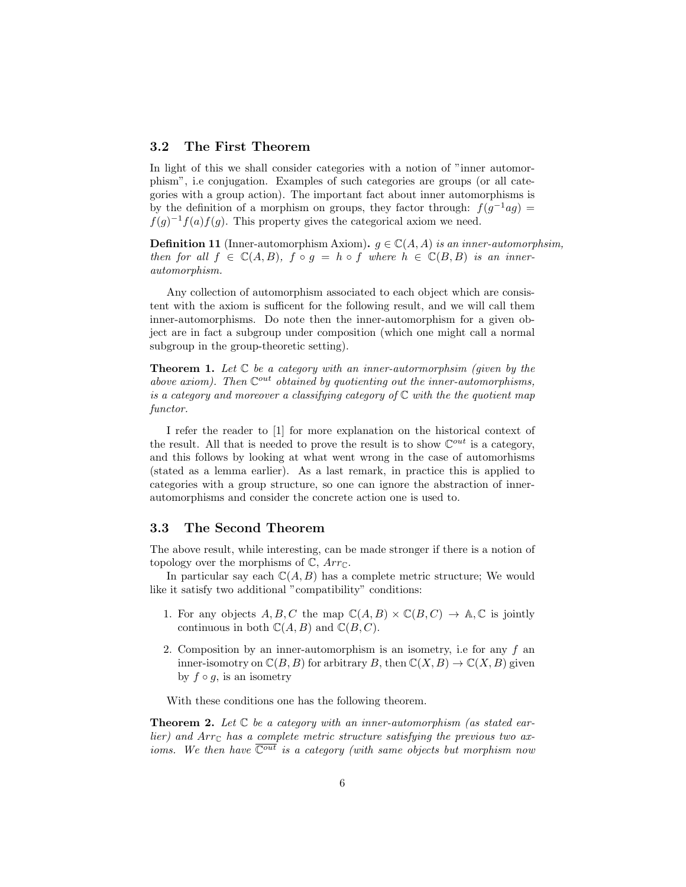### 3.2 The First Theorem

In light of this we shall consider categories with a notion of "inner automorphism", i.e conjugation. Examples of such categories are groups (or all categories with a group action). The important fact about inner automorphisms is by the definition of a morphism on groups, they factor through: $f(g^{-1}ag) = f(g)^{-1}f(a)f(g)$. This property gives the categorical axiom we need.

**Definition 11** (Inner-automorphism Axiom)**.** *$g \in \mathbb{C}(A, A)$ is an inner-automorphsim, then for all $f \in \mathbb{C}(A, B)$, $f \circ g = h \circ f$ where $h \in \mathbb{C}(B, B)$ is an inner-automorphism.*

Any collection of automorphism associated to each object which are consistent with the axiom is sufficent for the following result, and we will call them inner-automorphisms. Do note then the inner-automorphism for a given object are in fact a subgroup under composition (which one might call a normal subgroup in the group-theoretic setting).

**Theorem 1.** *Let $\mathbb{C}$ be a category with an inner-autormorphsim (given by the above axiom). Then $\mathbb{C}^{out}$ obtained by quotienting out the inner-automorphisms, is a category and moreover a classifying category of $\mathbb{C}$ with the the quotient map functor.*

I refer the reader to [1] for more explanation on the historical context of the result. All that is needed to prove the result is to show $\mathbb{C}^{out}$ is a category, and this follows by looking at what went wrong in the case of automorhisms (stated as a lemma earlier). As a last remark, in practice this is applied to categories with a group structure, so one can ignore the abstraction of inner-automorphisms and consider the concrete action one is used to.

### 3.3 The Second Theorem

The above result, while interesting, can be made stronger if there is a notion of topology over the morphisms of $\mathbb{C}$, $Arr_{\mathbb{C}}$.

In particular say each $\mathbb{C}(A, B)$ has a complete metric structure; We would like it satisfy two additional "compatibility" conditions:

1. For any objects $A, B, C$ the map $\mathbb{C}(A, B) \times \mathbb{C}(B, C) \to \mathbb{A}, \mathbb{C}$ is jointly continuous in both $\mathbb{C}(A, B)$ and $\mathbb{C}(B, C)$.
2. Composition by an inner-automorphism is an isometry, i.e for any $f$ an inner-isomotry on $\mathbb{C}(B, B)$ for arbitrary $B$, then $\mathbb{C}(X, B) \to \mathbb{C}(X, B)$ given by $f \circ g$, is an isometry

With these conditions one has the following theorem.

**Theorem 2.** *Let $\mathbb{C}$ be a category with an inner-automorphism (as stated earlier) and $Arr_{\mathbb{C}}$ has a <u>complete</u> metric structure satisfying the previous two axioms. We then have $\overline{\mathbb{C}^{out}}$ is a category (with same objects but morphism now*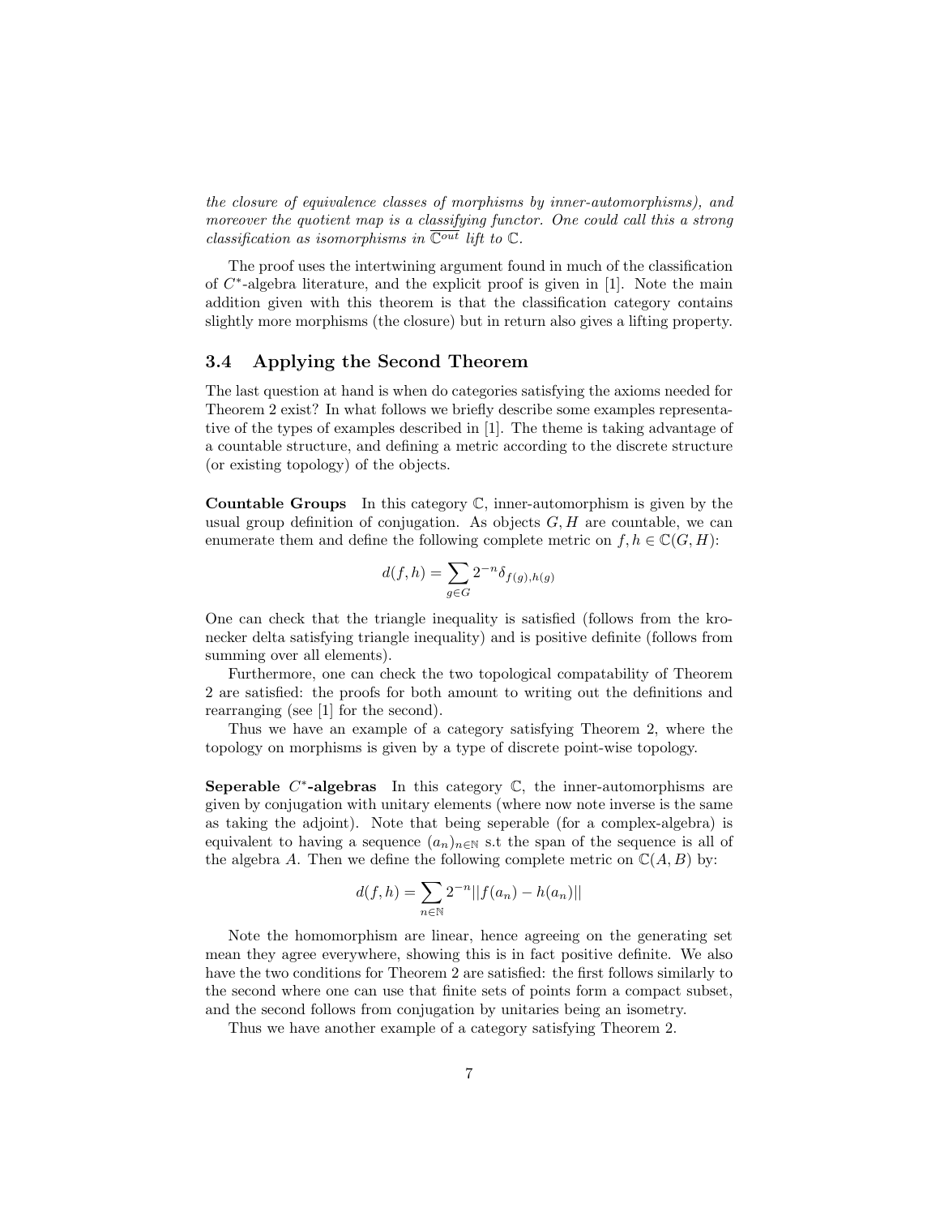*the closure of equivalence classes of morphisms by inner-automorphisms), and moreover the quotient map is a classifying functor. One could call this a strong classification as isomorphisms in $\overline{\mathbb{C}^{out}}$ lift to $\mathbb{C}$.*

The proof uses the intertwining argument found in much of the classification of $C^*$-algebra literature, and the explicit proof is given in [1]. Note the main addition given with this theorem is that the classification category contains slightly more morphisms (the closure) but in return also gives a lifting property.

### 3.4 Applying the Second Theorem

The last question at hand is when do categories satisfying the axioms needed for Theorem 2 exist? In what follows we briefly describe some examples representative of the types of examples described in [1]. The theme is taking advantage of a countable structure, and defining a metric according to the discrete structure (or existing topology) of the objects.

**Countable Groups** In this category $\mathbb{C}$, inner-automorphism is given by the usual group definition of conjugation. As objects $G, H$ are countable, we can enumerate them and define the following complete metric on $f, h \in \mathbb{C}(G, H)$:

$$d(f,h) = \sum_{g \in G} 2^{-n} \delta_{f(g),h(g)}$$

One can check that the triangle inequality is satisfied (follows from the kronecker delta satisfying triangle inequality) and is positive definite (follows from summing over all elements).

Furthermore, one can check the two topological compatability of Theorem 2 are satisfied: the proofs for both amount to writing out the definitions and rearranging (see [1] for the second).

Thus we have an example of a category satisfying Theorem 2, where the topology on morphisms is given by a type of discrete point-wise topology.

**Seperable $C^*$-algebras** In this category $\mathbb{C}$, the inner-automorphisms are given by conjugation with unitary elements (where now note inverse is the same as taking the adjoint). Note that being seperable (for a complex-algebra) is equivalent to having a sequence $(a_n)_{n \in \mathbb{N}}$ s.t the span of the sequence is all of the algebra $A$. Then we define the following complete metric on $\mathbb{C}(A, B)$ by:

$$d(f,h) = \sum_{n \in \mathbb{N}} 2^{-n} ||f(a_n) - h(a_n)||$$

Note the homomorphism are linear, hence agreeing on the generating set mean they agree everywhere, showing this is in fact positive definite. We also have the two conditions for Theorem 2 are satisfied: the first follows similarly to the second where one can use that finite sets of points form a compact subset, and the second follows from conjugation by unitaries being an isometry.

Thus we have another example of a category satisfying Theorem 2.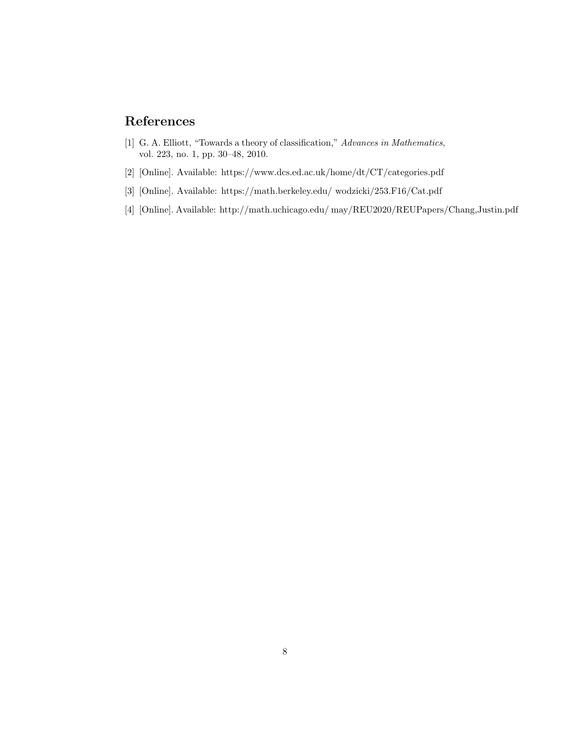## References

[1] G. A. Elliott, "Towards a theory of classification," *Advances in Mathematics*, vol. 223, no. 1, pp. 30–48, 2010.

[2] [Online]. Available: https://www.dcs.ed.ac.uk/home/dt/CT/categories.pdf

[3] [Online]. Available: https://math.berkeley.edu/ wodzicki/253.F16/Cat.pdf

[4] [Online]. Available: http://math.uchicago.edu/ may/REU2020/REUPapers/Chang,Justin.pdf